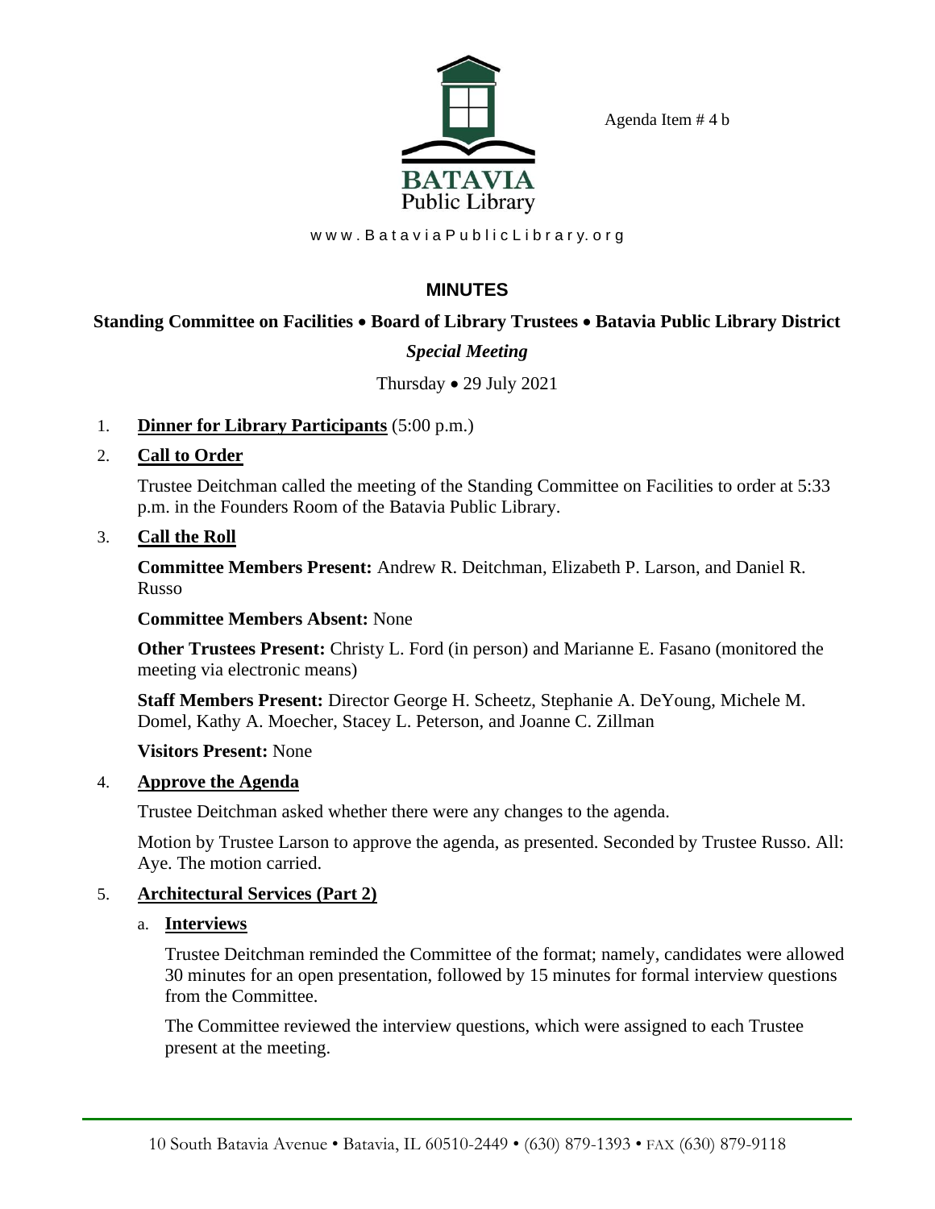Agenda Item # 4 b

BATAVIA Public Library

www.BataviaPublicLibrary.org

# MINUTES

**Standing Committee on Facilities • Board of Library Trustees • Batavia Public Library District**

***Special Meeting***

Thursday • 29 July 2021

1. **Dinner for Library Participants** (5:00 p.m.)

2. **Call to Order**

   Trustee Deitchman called the meeting of the Standing Committee on Facilities to order at 5:33 p.m. in the Founders Room of the Batavia Public Library.

3. **Call the Roll**

   **Committee Members Present:** Andrew R. Deitchman, Elizabeth P. Larson, and Daniel R. Russo

   **Committee Members Absent:** None

   **Other Trustees Present:** Christy L. Ford (in person) and Marianne E. Fasano (monitored the meeting via electronic means)

   **Staff Members Present:** Director George H. Scheetz, Stephanie A. DeYoung, Michele M. Domel, Kathy A. Moecher, Stacey L. Peterson, and Joanne C. Zillman

   **Visitors Present:** None

4. **Approve the Agenda**

   Trustee Deitchman asked whether there were any changes to the agenda.

   Motion by Trustee Larson to approve the agenda, as presented. Seconded by Trustee Russo. All: Aye. The motion carried.

5. **Architectural Services (Part 2)**

   a. **Interviews**

      Trustee Deitchman reminded the Committee of the format; namely, candidates were allowed 30 minutes for an open presentation, followed by 15 minutes for formal interview questions from the Committee.

      The Committee reviewed the interview questions, which were assigned to each Trustee present at the meeting.

10 South Batavia Avenue • Batavia, IL 60510-2449 • (630) 879-1393 • FAX (630) 879-9118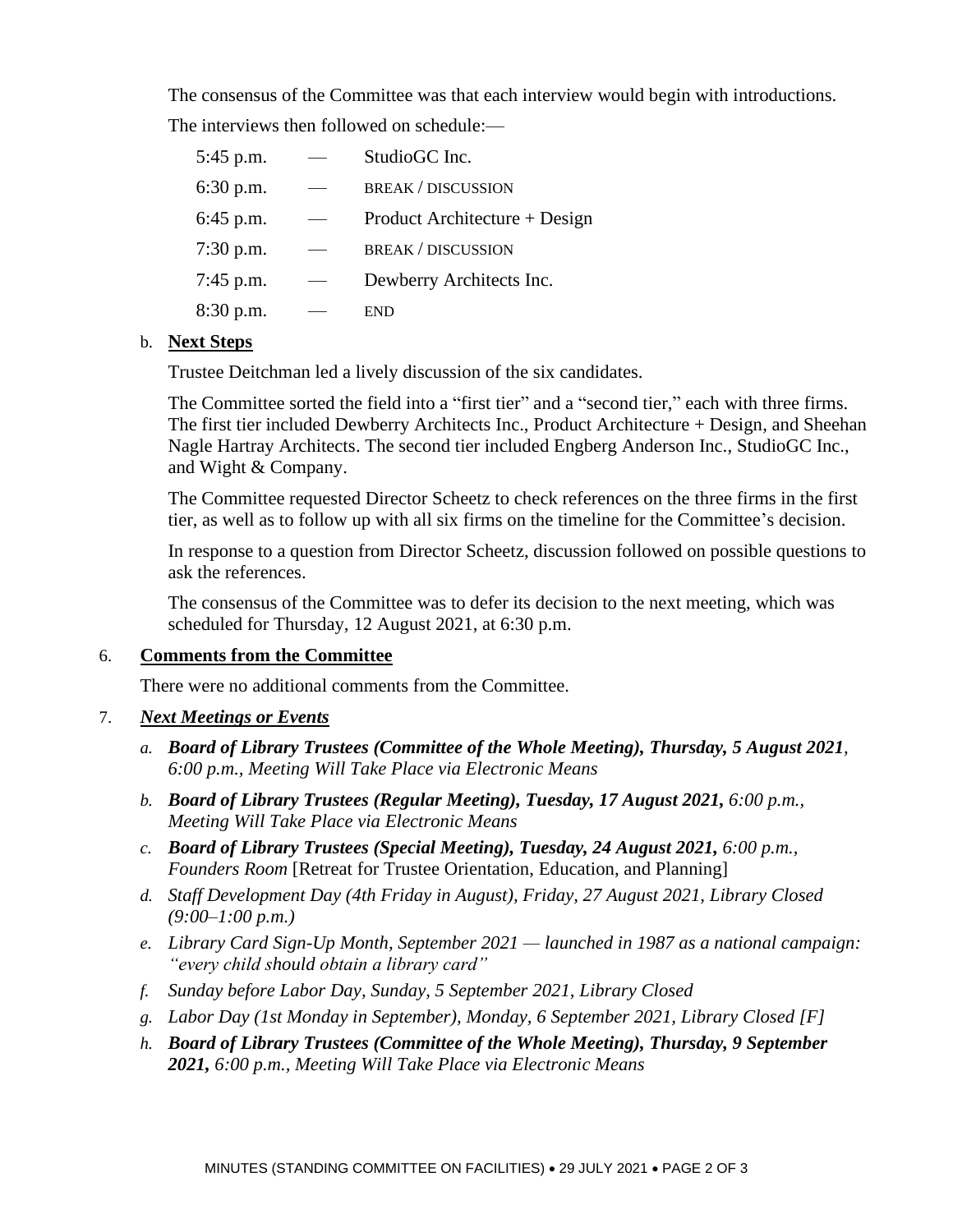The consensus of the Committee was that each interview would begin with introductions.

The interviews then followed on schedule:—

| | | |
|---|---|---|
| 5:45 p.m. | — | StudioGC Inc. |
| 6:30 p.m. | — | BREAK / DISCUSSION |
| 6:45 p.m. | — | Product Architecture + Design |
| 7:30 p.m. | — | BREAK / DISCUSSION |
| 7:45 p.m. | — | Dewberry Architects Inc. |
| 8:30 p.m. | — | END |

b. **Next Steps**

Trustee Deitchman led a lively discussion of the six candidates.

The Committee sorted the field into a "first tier" and a "second tier," each with three firms. The first tier included Dewberry Architects Inc., Product Architecture + Design, and Sheehan Nagle Hartray Architects. The second tier included Engberg Anderson Inc., StudioGC Inc., and Wight & Company.

The Committee requested Director Scheetz to check references on the three firms in the first tier, as well as to follow up with all six firms on the timeline for the Committee's decision.

In response to a question from Director Scheetz, discussion followed on possible questions to ask the references.

The consensus of the Committee was to defer its decision to the next meeting, which was scheduled for Thursday, 12 August 2021, at 6:30 p.m.

6. **Comments from the Committee**

There were no additional comments from the Committee.

7. ***Next Meetings or Events***

*a.* ***Board of Library Trustees (Committee of the Whole Meeting), Thursday, 5 August 2021****, 6:00 p.m., Meeting Will Take Place via Electronic Means*

*b.* ***Board of Library Trustees (Regular Meeting), Tuesday, 17 August 2021,*** *6:00 p.m., Meeting Will Take Place via Electronic Means*

*c.* ***Board of Library Trustees (Special Meeting), Tuesday, 24 August 2021,*** *6:00 p.m., Founders Room* [Retreat for Trustee Orientation, Education, and Planning]

*d. Staff Development Day (4th Friday in August), Friday, 27 August 2021, Library Closed (9:00–1:00 p.m.)*

*e. Library Card Sign-Up Month, September 2021 — launched in 1987 as a national campaign: "every child should obtain a library card"*

*f. Sunday before Labor Day, Sunday, 5 September 2021, Library Closed*

*g. Labor Day (1st Monday in September), Monday, 6 September 2021, Library Closed [F]*

*h.* ***Board of Library Trustees (Committee of the Whole Meeting), Thursday, 9 September 2021,*** *6:00 p.m., Meeting Will Take Place via Electronic Means*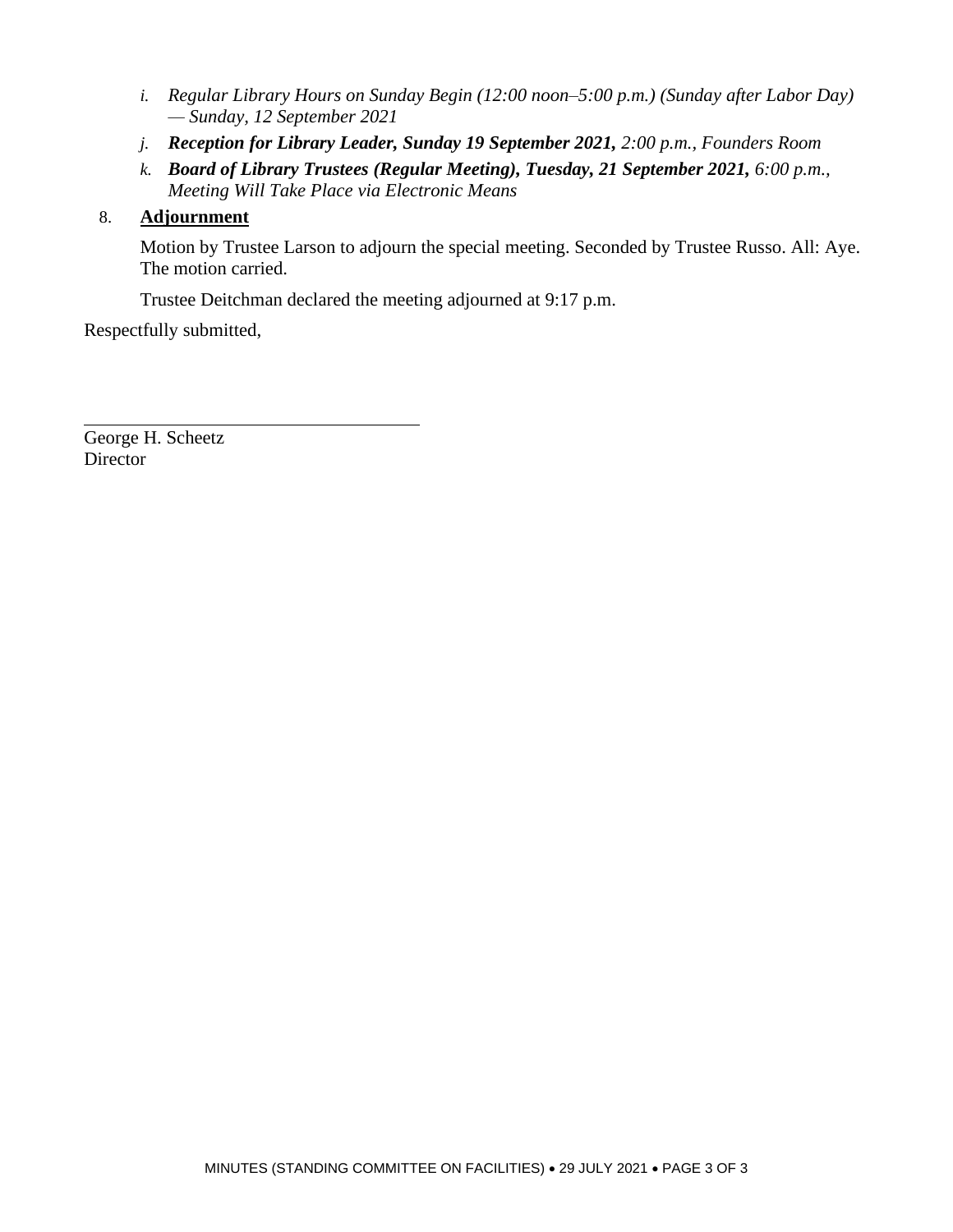- *i. Regular Library Hours on Sunday Begin (12:00 noon–5:00 p.m.) (Sunday after Labor Day) — Sunday, 12 September 2021*
- *j. **Reception for Library Leader, Sunday 19 September 2021,** 2:00 p.m., Founders Room*
- *k. **Board of Library Trustees (Regular Meeting), Tuesday, 21 September 2021,** 6:00 p.m., Meeting Will Take Place via Electronic Means*

8. **Adjournment**

   Motion by Trustee Larson to adjourn the special meeting. Seconded by Trustee Russo. All: Aye. The motion carried.

   Trustee Deitchman declared the meeting adjourned at 9:17 p.m.

Respectfully submitted,

George H. Scheetz
Director